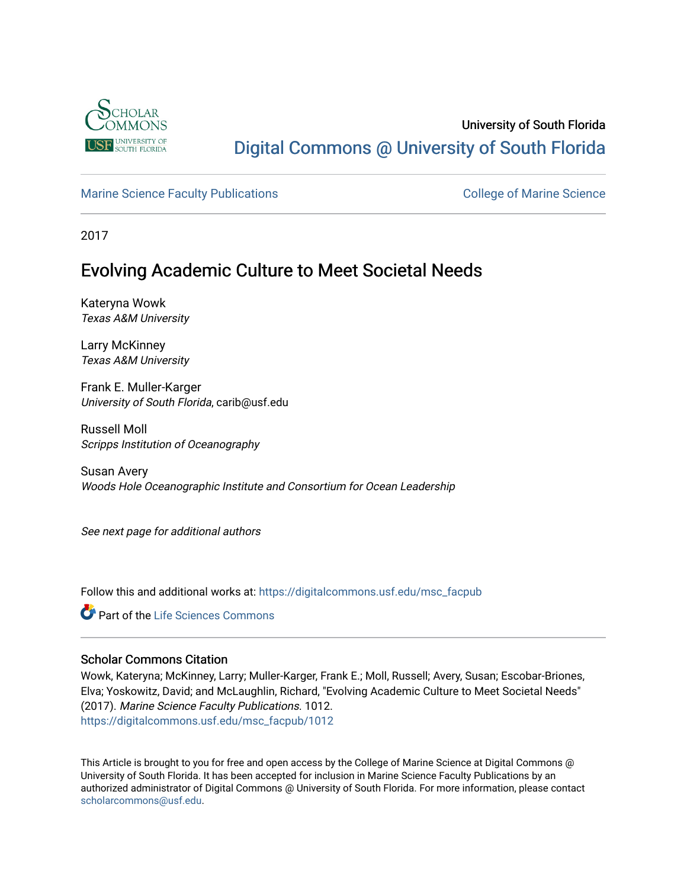University of South Florida

Digital Commons @ University of South Florida

Marine Science Faculty Publications

College of Marine Science

2017

# Evolving Academic Culture to Meet Societal Needs

Kateryna Wowk
*Texas A&M University*

Larry McKinney
*Texas A&M University*

Frank E. Muller-Karger
*University of South Florida*, carib@usf.edu

Russell Moll
*Scripps Institution of Oceanography*

Susan Avery
*Woods Hole Oceanographic Institute and Consortium for Ocean Leadership*

*See next page for additional authors*

Follow this and additional works at: https://digitalcommons.usf.edu/msc_facpub

Part of the Life Sciences Commons

## Scholar Commons Citation

Wowk, Kateryna; McKinney, Larry; Muller-Karger, Frank E.; Moll, Russell; Avery, Susan; Escobar-Briones, Elva; Yoskowitz, David; and McLaughlin, Richard, "Evolving Academic Culture to Meet Societal Needs" (2017). *Marine Science Faculty Publications*. 1012.
https://digitalcommons.usf.edu/msc_facpub/1012

This Article is brought to you for free and open access by the College of Marine Science at Digital Commons @ University of South Florida. It has been accepted for inclusion in Marine Science Faculty Publications by an authorized administrator of Digital Commons @ University of South Florida. For more information, please contact scholarcommons@usf.edu.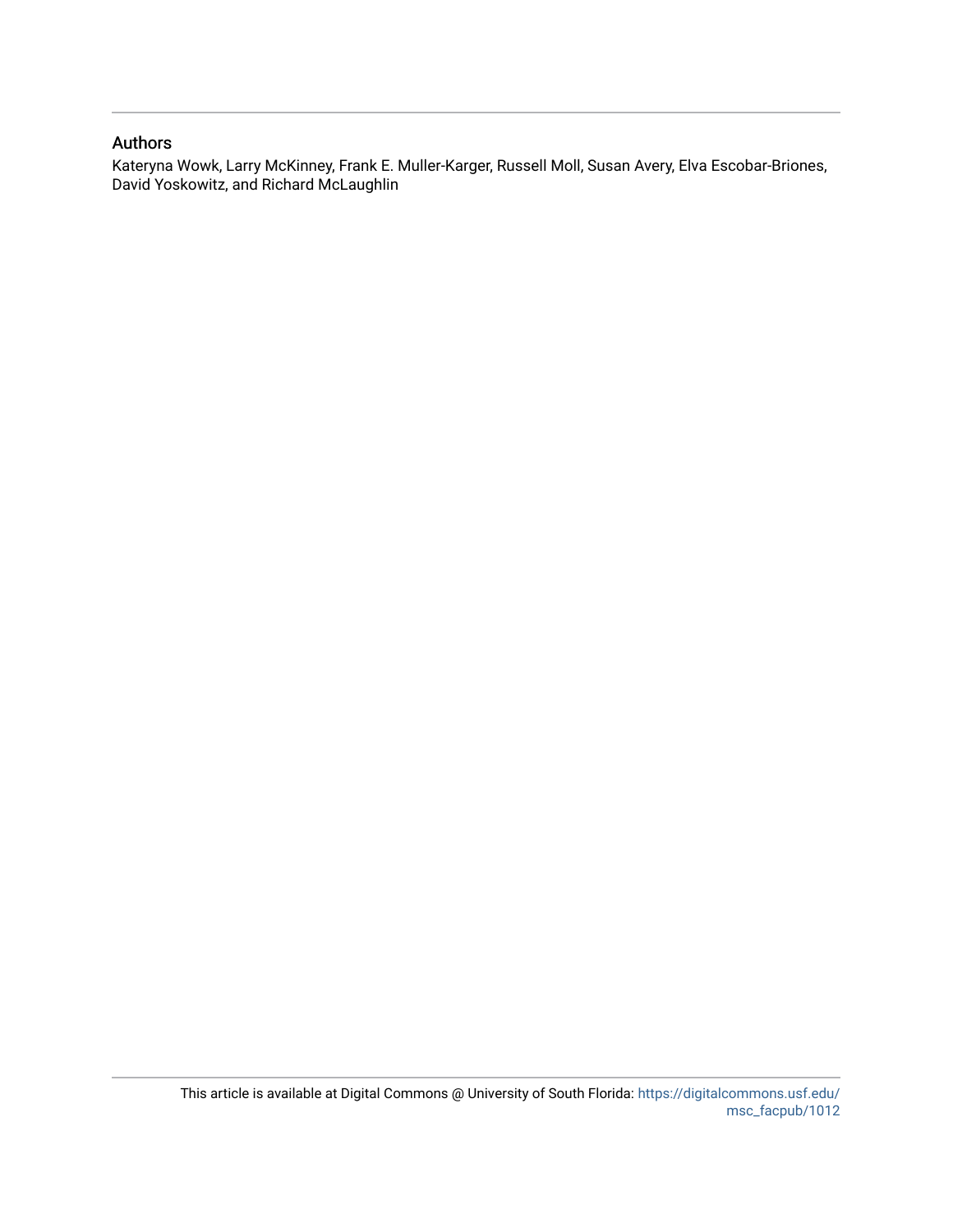## Authors

Kateryna Wowk, Larry McKinney, Frank E. Muller-Karger, Russell Moll, Susan Avery, Elva Escobar-Briones, David Yoskowitz, and Richard McLaughlin

This article is available at Digital Commons @ University of South Florida: https://digitalcommons.usf.edu/msc_facpub/1012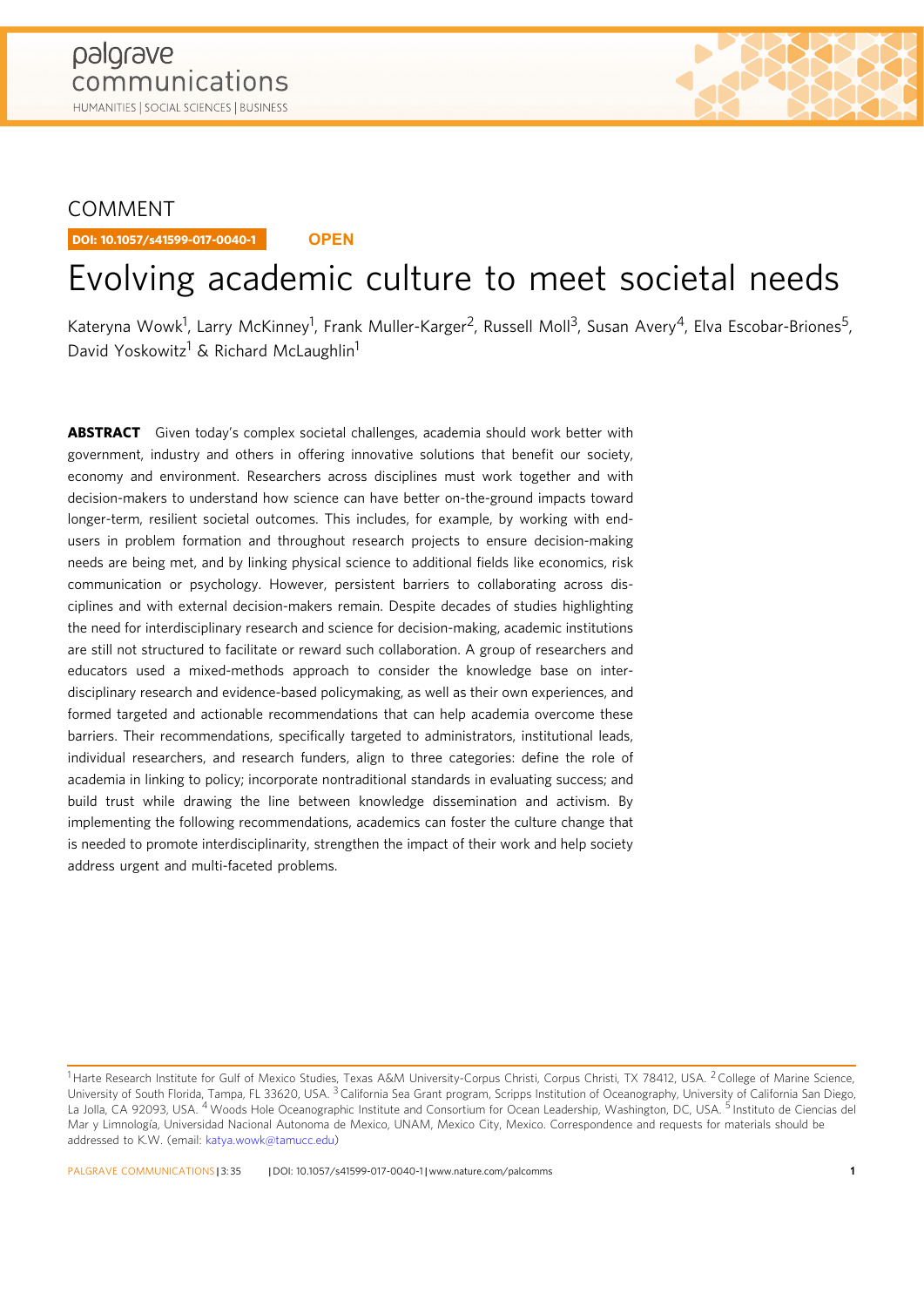COMMENT

DOI: 10.1057/s41599-017-0040-1 OPEN

# Evolving academic culture to meet societal needs

Kateryna Wowk[1], Larry McKinney[1], Frank Muller-Karger[2], Russell Moll[3], Susan Avery[4], Elva Escobar-Briones[5], David Yoskowitz[1] & Richard McLaughlin[1]

**ABSTRACT** Given today's complex societal challenges, academia should work better with government, industry and others in offering innovative solutions that benefit our society, economy and environment. Researchers across disciplines must work together and with decision-makers to understand how science can have better on-the-ground impacts toward longer-term, resilient societal outcomes. This includes, for example, by working with end-users in problem formation and throughout research projects to ensure decision-making needs are being met, and by linking physical science to additional fields like economics, risk communication or psychology. However, persistent barriers to collaborating across disciplines and with external decision-makers remain. Despite decades of studies highlighting the need for interdisciplinary research and science for decision-making, academic institutions are still not structured to facilitate or reward such collaboration. A group of researchers and educators used a mixed-methods approach to consider the knowledge base on interdisciplinary research and evidence-based policymaking, as well as their own experiences, and formed targeted and actionable recommendations that can help academia overcome these barriers. Their recommendations, specifically targeted to administrators, institutional leads, individual researchers, and research funders, align to three categories: define the role of academia in linking to policy; incorporate nontraditional standards in evaluating success; and build trust while drawing the line between knowledge dissemination and activism. By implementing the following recommendations, academics can foster the culture change that is needed to promote interdisciplinarity, strengthen the impact of their work and help society address urgent and multi-faceted problems.

[1] Harte Research Institute for Gulf of Mexico Studies, Texas A&M University-Corpus Christi, Corpus Christi, TX 78412, USA. [2] College of Marine Science, University of South Florida, Tampa, FL 33620, USA. [3] California Sea Grant program, Scripps Institution of Oceanography, University of California San Diego, La Jolla, CA 92093, USA. [4] Woods Hole Oceanographic Institute and Consortium for Ocean Leadership, Washington, DC, USA. [5] Instituto de Ciencias del Mar y Limnología, Universidad Nacional Autonoma de Mexico, UNAM, Mexico City, Mexico. Correspondence and requests for materials should be addressed to K.W. (email: katya.wowk@tamucc.edu)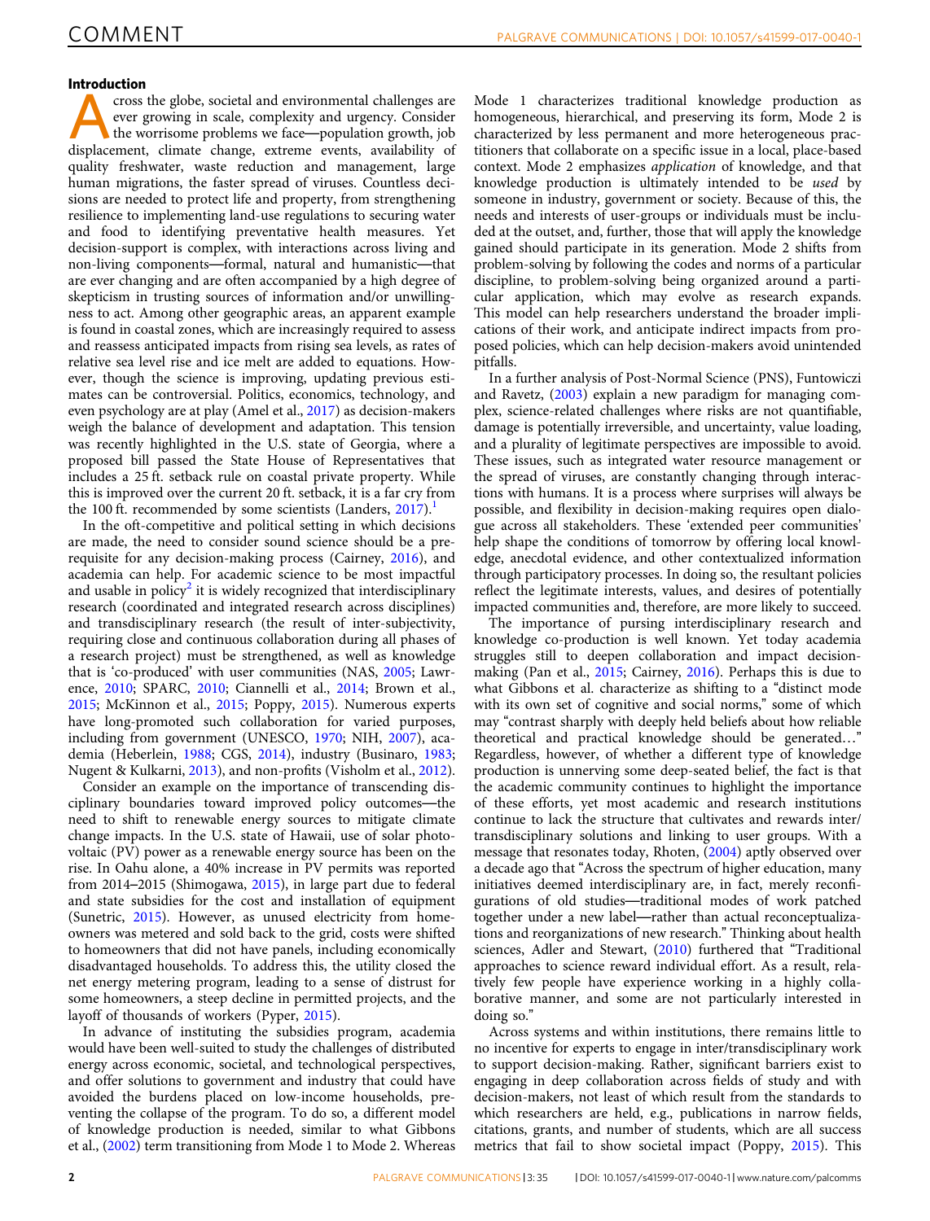## Introduction

Across the globe, societal and environmental challenges are ever growing in scale, complexity and urgency. Consider the worrisome problems we face—population growth, job displacement, climate change, extreme events, availability of quality freshwater, waste reduction and management, large human migrations, the faster spread of viruses. Countless decisions are needed to protect life and property, from strengthening resilience to implementing land-use regulations to securing water and food to identifying preventative health measures. Yet decision-support is complex, with interactions across living and non-living components—formal, natural and humanistic—that are ever changing and are often accompanied by a high degree of skepticism in trusting sources of information and/or unwillingness to act. Among other geographic areas, an apparent example is found in coastal zones, which are increasingly required to assess and reassess anticipated impacts from rising sea levels, as rates of relative sea level rise and ice melt are added to equations. However, though the science is improving, updating previous estimates can be controversial. Politics, economics, technology, and even psychology are at play (Amel et al., 2017) as decision-makers weigh the balance of development and adaptation. This tension was recently highlighted in the U.S. state of Georgia, where a proposed bill passed the State House of Representatives that includes a 25 ft. setback rule on coastal private property. While this is improved over the current 20 ft. setback, it is a far cry from the 100 ft. recommended by some scientists (Landers, 2017).[1]

In the oft-competitive and political setting in which decisions are made, the need to consider sound science should be a prerequisite for any decision-making process (Cairney, 2016), and academia can help. For academic science to be most impactful and usable in policy[2] it is widely recognized that interdisciplinary research (coordinated and integrated research across disciplines) and transdisciplinary research (the result of inter-subjectivity, requiring close and continuous collaboration during all phases of a research project) must be strengthened, as well as knowledge that is 'co-produced' with user communities (NAS, 2005; Lawrence, 2010; SPARC, 2010; Ciannelli et al., 2014; Brown et al., 2015; McKinnon et al., 2015; Poppy, 2015). Numerous experts have long-promoted such collaboration for varied purposes, including from government (UNESCO, 1970; NIH, 2007), academia (Heberlein, 1988; CGS, 2014), industry (Businaro, 1983; Nugent & Kulkarni, 2013), and non-profits (Visholm et al., 2012).

Consider an example on the importance of transcending disciplinary boundaries toward improved policy outcomes—the need to shift to renewable energy sources to mitigate climate change impacts. In the U.S. state of Hawaii, use of solar photovoltaic (PV) power as a renewable energy source has been on the rise. In Oahu alone, a 40% increase in PV permits was reported from 2014–2015 (Shimogawa, 2015), in large part due to federal and state subsidies for the cost and installation of equipment (Sunetric, 2015). However, as unused electricity from homeowners was metered and sold back to the grid, costs were shifted to homeowners that did not have panels, including economically disadvantaged households. To address this, the utility closed the net energy metering program, leading to a sense of distrust for some homeowners, a steep decline in permitted projects, and the layoff of thousands of workers (Pyper, 2015).

In advance of instituting the subsidies program, academia would have been well-suited to study the challenges of distributed energy across economic, societal, and technological perspectives, and offer solutions to government and industry that could have avoided the burdens placed on low-income households, preventing the collapse of the program. To do so, a different model of knowledge production is needed, similar to what Gibbons et al., (2002) term transitioning from Mode 1 to Mode 2. Whereas Mode 1 characterizes traditional knowledge production as homogeneous, hierarchical, and preserving its form, Mode 2 is characterized by less permanent and more heterogeneous practitioners that collaborate on a specific issue in a local, place-based context. Mode 2 emphasizes *application* of knowledge, and that knowledge production is ultimately intended to be *used* by someone in industry, government or society. Because of this, the needs and interests of user-groups or individuals must be included at the outset, and, further, those that will apply the knowledge gained should participate in its generation. Mode 2 shifts from problem-solving by following the codes and norms of a particular discipline, to problem-solving being organized around a particular application, which may evolve as research expands. This model can help researchers understand the broader implications of their work, and anticipate indirect impacts from proposed policies, which can help decision-makers avoid unintended pitfalls.

In a further analysis of Post-Normal Science (PNS), Funtowiczi and Ravetz, (2003) explain a new paradigm for managing complex, science-related challenges where risks are not quantifiable, damage is potentially irreversible, and uncertainty, value loading, and a plurality of legitimate perspectives are impossible to avoid. These issues, such as integrated water resource management or the spread of viruses, are constantly changing through interactions with humans. It is a process where surprises will always be possible, and flexibility in decision-making requires open dialogue across all stakeholders. These 'extended peer communities' help shape the conditions of tomorrow by offering local knowledge, anecdotal evidence, and other contextualized information through participatory processes. In doing so, the resultant policies reflect the legitimate interests, values, and desires of potentially impacted communities and, therefore, are more likely to succeed.

The importance of pursing interdisciplinary research and knowledge co-production is well known. Yet today academia struggles still to deepen collaboration and impact decision-making (Pan et al., 2015; Cairney, 2016). Perhaps this is due to what Gibbons et al. characterize as shifting to a "distinct mode with its own set of cognitive and social norms," some of which may "contrast sharply with deeply held beliefs about how reliable theoretical and practical knowledge should be generated…" Regardless, however, of whether a different type of knowledge production is unnerving some deep-seated belief, the fact is that the academic community continues to highlight the importance of these efforts, yet most academic and research institutions continue to lack the structure that cultivates and rewards inter/transdisciplinary solutions and linking to user groups. With a message that resonates today, Rhoten, (2004) aptly observed over a decade ago that "Across the spectrum of higher education, many initiatives deemed interdisciplinary are, in fact, merely reconfigurations of old studies—traditional modes of work patched together under a new label—rather than actual reconceptualizations and reorganizations of new research." Thinking about health sciences, Adler and Stewart, (2010) furthered that "Traditional approaches to science reward individual effort. As a result, relatively few people have experience working in a highly collaborative manner, and some are not particularly interested in doing so."

Across systems and within institutions, there remains little to no incentive for experts to engage in inter/transdisciplinary work to support decision-making. Rather, significant barriers exist to engaging in deep collaboration across fields of study and with decision-makers, not least of which result from the standards to which researchers are held, e.g., publications in narrow fields, citations, grants, and number of students, which are all success metrics that fail to show societal impact (Poppy, 2015). This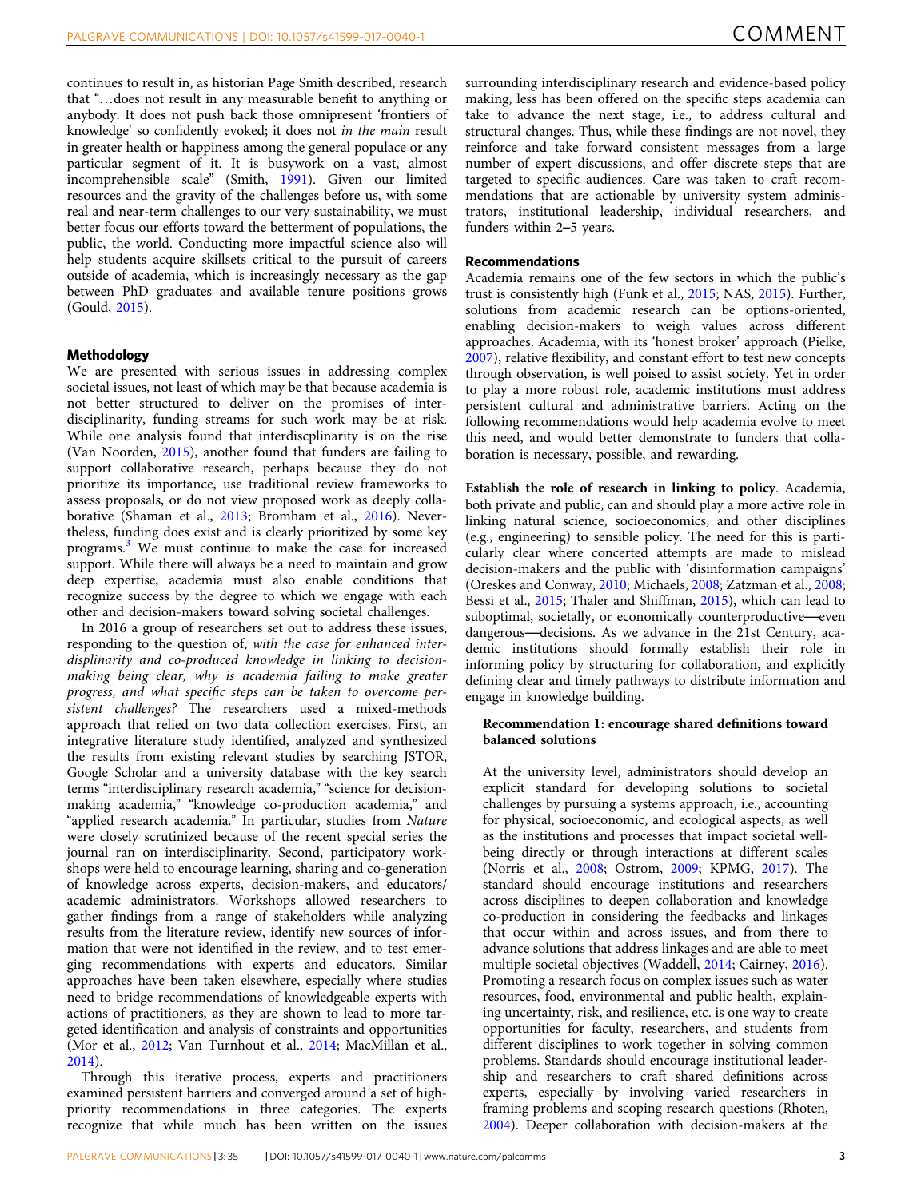continues to result in, as historian Page Smith described, research that "…does not result in any measurable benefit to anything or anybody. It does not push back those omnipresent 'frontiers of knowledge' so confidently evoked; it does not *in the main* result in greater health or happiness among the general populace or any particular segment of it. It is busywork on a vast, almost incomprehensible scale" (Smith, 1991). Given our limited resources and the gravity of the challenges before us, with some real and near-term challenges to our very sustainability, we must better focus our efforts toward the betterment of populations, the public, the world. Conducting more impactful science also will help students acquire skillsets critical to the pursuit of careers outside of academia, which is increasingly necessary as the gap between PhD graduates and available tenure positions grows (Gould, 2015).

## Methodology

We are presented with serious issues in addressing complex societal issues, not least of which may be that because academia is not better structured to deliver on the promises of interdisciplinarity, funding streams for such work may be at risk. While one analysis found that interdiscplinarity is on the rise (Van Noorden, 2015), another found that funders are failing to support collaborative research, perhaps because they do not prioritize its importance, use traditional review frameworks to assess proposals, or do not view proposed work as deeply collaborative (Shaman et al., 2013; Bromham et al., 2016). Nevertheless, funding does exist and is clearly prioritized by some key programs.[3] We must continue to make the case for increased support. While there will always be a need to maintain and grow deep expertise, academia must also enable conditions that recognize success by the degree to which we engage with each other and decision-makers toward solving societal challenges.

In 2016 a group of researchers set out to address these issues, responding to the question of, *with the case for enhanced interdisplinarity and co-produced knowledge in linking to decision-making being clear, why is academia failing to make greater progress, and what specific steps can be taken to overcome persistent challenges?* The researchers used a mixed-methods approach that relied on two data collection exercises. First, an integrative literature study identified, analyzed and synthesized the results from existing relevant studies by searching JSTOR, Google Scholar and a university database with the key search terms "interdisciplinary research academia," "science for decision-making academia," "knowledge co-production academia," and "applied research academia." In particular, studies from *Nature* were closely scrutinized because of the recent special series the journal ran on interdisciplinarity. Second, participatory workshops were held to encourage learning, sharing and co-generation of knowledge across experts, decision-makers, and educators/ academic administrators. Workshops allowed researchers to gather findings from a range of stakeholders while analyzing results from the literature review, identify new sources of information that were not identified in the review, and to test emerging recommendations with experts and educators. Similar approaches have been taken elsewhere, especially where studies need to bridge recommendations of knowledgeable experts with actions of practitioners, as they are shown to lead to more targeted identification and analysis of constraints and opportunities (Mor et al., 2012; Van Turnhout et al., 2014; MacMillan et al., 2014).

Through this iterative process, experts and practitioners examined persistent barriers and converged around a set of high-priority recommendations in three categories. The experts recognize that while much has been written on the issues surrounding interdisciplinary research and evidence-based policy making, less has been offered on the specific steps academia can take to advance the next stage, i.e., to address cultural and structural changes. Thus, while these findings are not novel, they reinforce and take forward consistent messages from a large number of expert discussions, and offer discrete steps that are targeted to specific audiences. Care was taken to craft recommendations that are actionable by university system administrators, institutional leadership, individual researchers, and funders within 2–5 years.

## Recommendations

Academia remains one of the few sectors in which the public's trust is consistently high (Funk et al., 2015; NAS, 2015). Further, solutions from academic research can be options-oriented, enabling decision-makers to weigh values across different approaches. Academia, with its 'honest broker' approach (Pielke, 2007), relative flexibility, and constant effort to test new concepts through observation, is well poised to assist society. Yet in order to play a more robust role, academic institutions must address persistent cultural and administrative barriers. Acting on the following recommendations would help academia evolve to meet this need, and would better demonstrate to funders that collaboration is necessary, possible, and rewarding.

**Establish the role of research in linking to policy**. Academia, both private and public, can and should play a more active role in linking natural science, socioeconomics, and other disciplines (e.g., engineering) to sensible policy. The need for this is particularly clear where concerted attempts are made to mislead decision-makers and the public with 'disinformation campaigns' (Oreskes and Conway, 2010; Michaels, 2008; Zatzman et al., 2008; Bessi et al., 2015; Thaler and Shiffman, 2015), which can lead to suboptimal, societally, or economically counterproductive—even dangerous—decisions. As we advance in the 21st Century, academic institutions should formally establish their role in informing policy by structuring for collaboration, and explicitly defining clear and timely pathways to distribute information and engage in knowledge building.

### Recommendation 1: encourage shared definitions toward balanced solutions

At the university level, administrators should develop an explicit standard for developing solutions to societal challenges by pursuing a systems approach, i.e., accounting for physical, socioeconomic, and ecological aspects, as well as the institutions and processes that impact societal well-being directly or through interactions at different scales (Norris et al., 2008; Ostrom, 2009; KPMG, 2017). The standard should encourage institutions and researchers across disciplines to deepen collaboration and knowledge co-production in considering the feedbacks and linkages that occur within and across issues, and from there to advance solutions that address linkages and are able to meet multiple societal objectives (Waddell, 2014; Cairney, 2016). Promoting a research focus on complex issues such as water resources, food, environmental and public health, explaining uncertainty, risk, and resilience, etc. is one way to create opportunities for faculty, researchers, and students from different disciplines to work together in solving common problems. Standards should encourage institutional leadership and researchers to craft shared definitions across experts, especially by involving varied researchers in framing problems and scoping research questions (Rhoten, 2004). Deeper collaboration with decision-makers at the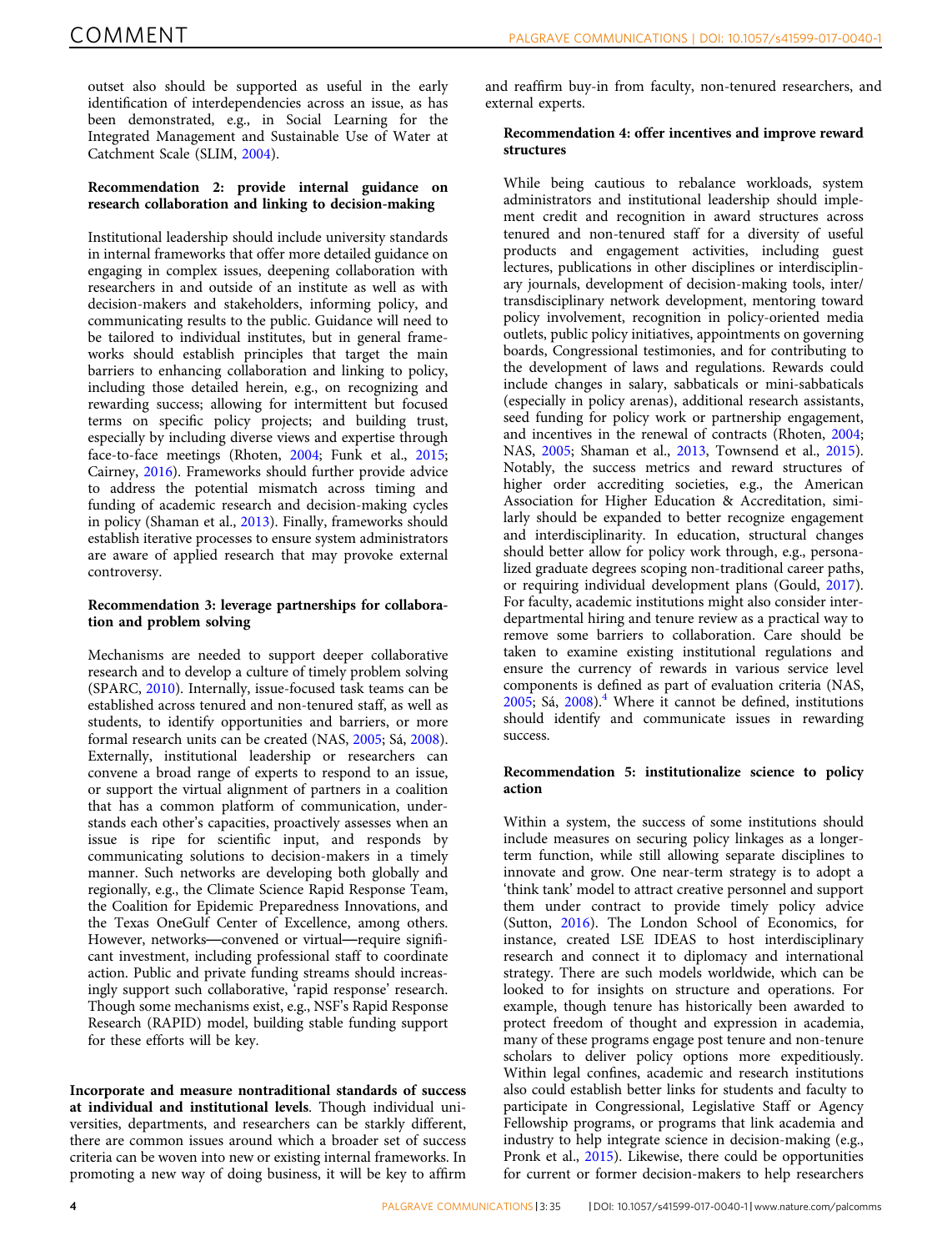outset also should be supported as useful in the early identification of interdependencies across an issue, as has been demonstrated, e.g., in Social Learning for the Integrated Management and Sustainable Use of Water at Catchment Scale (SLIM, 2004).

**Recommendation 2: provide internal guidance on research collaboration and linking to decision-making**

Institutional leadership should include university standards in internal frameworks that offer more detailed guidance on engaging in complex issues, deepening collaboration with researchers in and outside of an institute as well as with decision-makers and stakeholders, informing policy, and communicating results to the public. Guidance will need to be tailored to individual institutes, but in general frameworks should establish principles that target the main barriers to enhancing collaboration and linking to policy, including those detailed herein, e.g., on recognizing and rewarding success; allowing for intermittent but focused terms on specific policy projects; and building trust, especially by including diverse views and expertise through face-to-face meetings (Rhoten, 2004; Funk et al., 2015; Cairney, 2016). Frameworks should further provide advice to address the potential mismatch across timing and funding of academic research and decision-making cycles in policy (Shaman et al., 2013). Finally, frameworks should establish iterative processes to ensure system administrators are aware of applied research that may provoke external controversy.

**Recommendation 3: leverage partnerships for collaboration and problem solving**

Mechanisms are needed to support deeper collaborative research and to develop a culture of timely problem solving (SPARC, 2010). Internally, issue-focused task teams can be established across tenured and non-tenured staff, as well as students, to identify opportunities and barriers, or more formal research units can be created (NAS, 2005; Sá, 2008). Externally, institutional leadership or researchers can convene a broad range of experts to respond to an issue, or support the virtual alignment of partners in a coalition that has a common platform of communication, understands each other's capacities, proactively assesses when an issue is ripe for scientific input, and responds by communicating solutions to decision-makers in a timely manner. Such networks are developing both globally and regionally, e.g., the Climate Science Rapid Response Team, the Coalition for Epidemic Preparedness Innovations, and the Texas OneGulf Center of Excellence, among others. However, networks—convened or virtual—require significant investment, including professional staff to coordinate action. Public and private funding streams should increasingly support such collaborative, 'rapid response' research. Though some mechanisms exist, e.g., NSF's Rapid Response Research (RAPID) model, building stable funding support for these efforts will be key.

**Incorporate and measure nontraditional standards of success at individual and institutional levels**. Though individual universities, departments, and researchers can be starkly different, there are common issues around which a broader set of success criteria can be woven into new or existing internal frameworks. In promoting a new way of doing business, it will be key to affirm and reaffirm buy-in from faculty, non-tenured researchers, and external experts.

**Recommendation 4: offer incentives and improve reward structures**

While being cautious to rebalance workloads, system administrators and institutional leadership should implement credit and recognition in award structures across tenured and non-tenured staff for a diversity of useful products and engagement activities, including guest lectures, publications in other disciplines or interdisciplinary journals, development of decision-making tools, inter/transdisciplinary network development, mentoring toward policy involvement, recognition in policy-oriented media outlets, public policy initiatives, appointments on governing boards, Congressional testimonies, and for contributing to the development of laws and regulations. Rewards could include changes in salary, sabbaticals or mini-sabbaticals (especially in policy arenas), additional research assistants, seed funding for policy work or partnership engagement, and incentives in the renewal of contracts (Rhoten, 2004; NAS, 2005; Shaman et al., 2013, Townsend et al., 2015). Notably, the success metrics and reward structures of higher order accrediting societies, e.g., the American Association for Higher Education & Accreditation, similarly should be expanded to better recognize engagement and interdisciplinarity. In education, structural changes should better allow for policy work through, e.g., personalized graduate degrees scoping non-traditional career paths, or requiring individual development plans (Gould, 2017). For faculty, academic institutions might also consider interdepartmental hiring and tenure review as a practical way to remove some barriers to collaboration. Care should be taken to examine existing institutional regulations and ensure the currency of rewards in various service level components is defined as part of evaluation criteria (NAS, 2005; Sá, 2008).[4] Where it cannot be defined, institutions should identify and communicate issues in rewarding success.

**Recommendation 5: institutionalize science to policy action**

Within a system, the success of some institutions should include measures on securing policy linkages as a longer-term function, while still allowing separate disciplines to innovate and grow. One near-term strategy is to adopt a 'think tank' model to attract creative personnel and support them under contract to provide timely policy advice (Sutton, 2016). The London School of Economics, for instance, created LSE IDEAS to host interdisciplinary research and connect it to diplomacy and international strategy. There are such models worldwide, which can be looked to for insights on structure and operations. For example, though tenure has historically been awarded to protect freedom of thought and expression in academia, many of these programs engage post tenure and non-tenure scholars to deliver policy options more expeditiously. Within legal confines, academic and research institutions also could establish better links for students and faculty to participate in Congressional, Legislative Staff or Agency Fellowship programs, or programs that link academia and industry to help integrate science in decision-making (e.g., Pronk et al., 2015). Likewise, there could be opportunities for current or former decision-makers to help researchers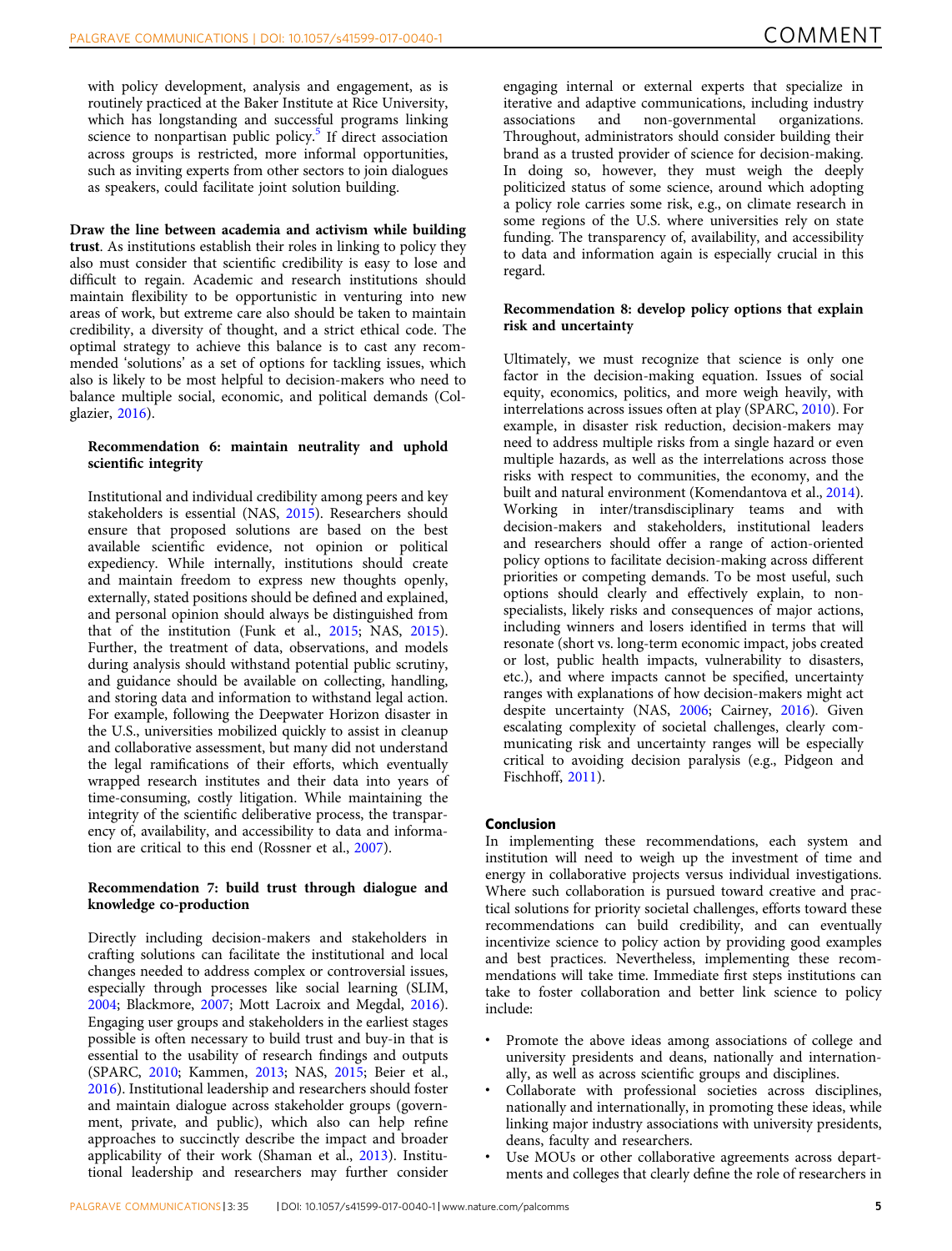with policy development, analysis and engagement, as is routinely practiced at the Baker Institute at Rice University, which has longstanding and successful programs linking science to nonpartisan public policy.[5] If direct association across groups is restricted, more informal opportunities, such as inviting experts from other sectors to join dialogues as speakers, could facilitate joint solution building.

**Draw the line between academia and activism while building trust**. As institutions establish their roles in linking to policy they also must consider that scientific credibility is easy to lose and difficult to regain. Academic and research institutions should maintain flexibility to be opportunistic in venturing into new areas of work, but extreme care also should be taken to maintain credibility, a diversity of thought, and a strict ethical code. The optimal strategy to achieve this balance is to cast any recommended 'solutions' as a set of options for tackling issues, which also is likely to be most helpful to decision-makers who need to balance multiple social, economic, and political demands (Colglazier, 2016).

### Recommendation 6: maintain neutrality and uphold scientific integrity

Institutional and individual credibility among peers and key stakeholders is essential (NAS, 2015). Researchers should ensure that proposed solutions are based on the best available scientific evidence, not opinion or political expediency. While internally, institutions should create and maintain freedom to express new thoughts openly, externally, stated positions should be defined and explained, and personal opinion should always be distinguished from that of the institution (Funk et al., 2015; NAS, 2015). Further, the treatment of data, observations, and models during analysis should withstand potential public scrutiny, and guidance should be available on collecting, handling, and storing data and information to withstand legal action. For example, following the Deepwater Horizon disaster in the U.S., universities mobilized quickly to assist in cleanup and collaborative assessment, but many did not understand the legal ramifications of their efforts, which eventually wrapped research institutes and their data into years of time-consuming, costly litigation. While maintaining the integrity of the scientific deliberative process, the transparency of, availability, and accessibility to data and information are critical to this end (Rossner et al., 2007).

### Recommendation 7: build trust through dialogue and knowledge co-production

Directly including decision-makers and stakeholders in crafting solutions can facilitate the institutional and local changes needed to address complex or controversial issues, especially through processes like social learning (SLIM, 2004; Blackmore, 2007; Mott Lacroix and Megdal, 2016). Engaging user groups and stakeholders in the earliest stages possible is often necessary to build trust and buy-in that is essential to the usability of research findings and outputs (SPARC, 2010; Kammen, 2013; NAS, 2015; Beier et al., 2016). Institutional leadership and researchers should foster and maintain dialogue across stakeholder groups (government, private, and public), which also can help refine approaches to succinctly describe the impact and broader applicability of their work (Shaman et al., 2013). Institutional leadership and researchers may further consider engaging internal or external experts that specialize in iterative and adaptive communications, including industry associations and non-governmental organizations. Throughout, administrators should consider building their brand as a trusted provider of science for decision-making. In doing so, however, they must weigh the deeply politicized status of some science, around which adopting a policy role carries some risk, e.g., on climate research in some regions of the U.S. where universities rely on state funding. The transparency of, availability, and accessibility to data and information again is especially crucial in this regard.

### Recommendation 8: develop policy options that explain risk and uncertainty

Ultimately, we must recognize that science is only one factor in the decision-making equation. Issues of social equity, economics, politics, and more weigh heavily, with interrelations across issues often at play (SPARC, 2010). For example, in disaster risk reduction, decision-makers may need to address multiple risks from a single hazard or even multiple hazards, as well as the interrelations across those risks with respect to communities, the economy, and the built and natural environment (Komendantova et al., 2014). Working in inter/transdisciplinary teams and with decision-makers and stakeholders, institutional leaders and researchers should offer a range of action-oriented policy options to facilitate decision-making across different priorities or competing demands. To be most useful, such options should clearly and effectively explain, to non-specialists, likely risks and consequences of major actions, including winners and losers identified in terms that will resonate (short vs. long-term economic impact, jobs created or lost, public health impacts, vulnerability to disasters, etc.), and where impacts cannot be specified, uncertainty ranges with explanations of how decision-makers might act despite uncertainty (NAS, 2006; Cairney, 2016). Given escalating complexity of societal challenges, clearly communicating risk and uncertainty ranges will be especially critical to avoiding decision paralysis (e.g., Pidgeon and Fischhoff, 2011).

## Conclusion

In implementing these recommendations, each system and institution will need to weigh up the investment of time and energy in collaborative projects versus individual investigations. Where such collaboration is pursued toward creative and practical solutions for priority societal challenges, efforts toward these recommendations can build credibility, and can eventually incentivize science to policy action by providing good examples and best practices. Nevertheless, implementing these recommendations will take time. Immediate first steps institutions can take to foster collaboration and better link science to policy include:

- Promote the above ideas among associations of college and university presidents and deans, nationally and internationally, as well as across scientific groups and disciplines.
- Collaborate with professional societies across disciplines, nationally and internationally, in promoting these ideas, while linking major industry associations with university presidents, deans, faculty and researchers.
- Use MOUs or other collaborative agreements across departments and colleges that clearly define the role of researchers in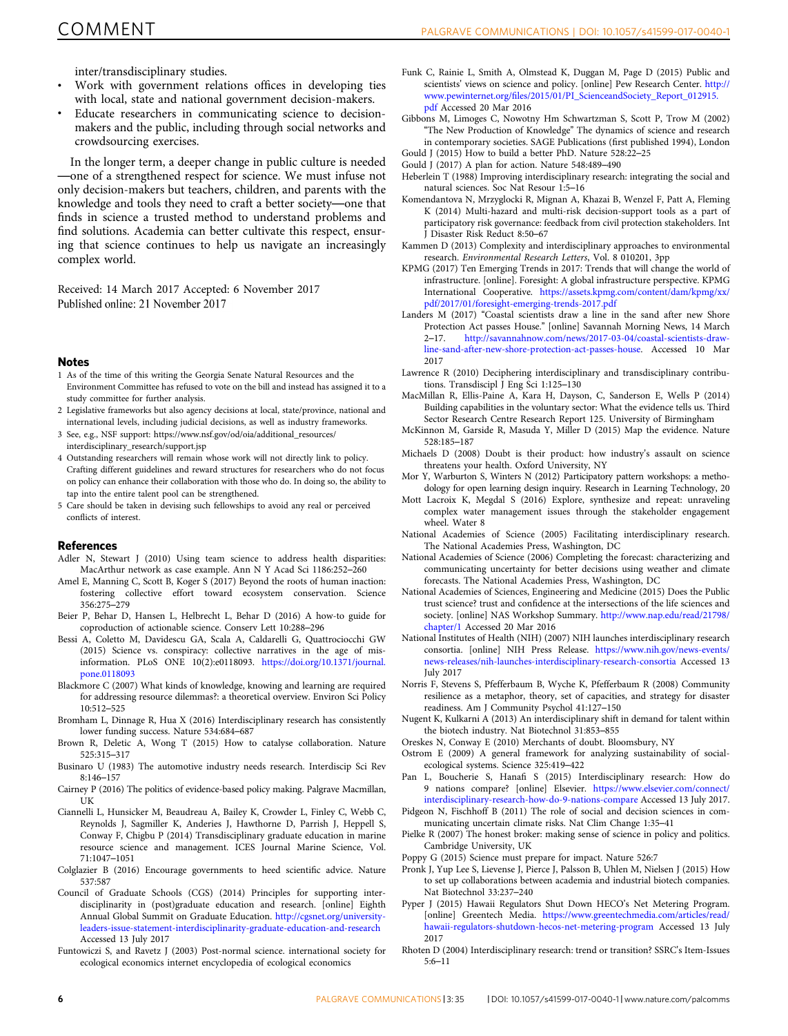inter/transdisciplinary studies.

- Work with government relations offices in developing ties with local, state and national government decision-makers.
- Educate researchers in communicating science to decision-makers and the public, including through social networks and crowdsourcing exercises.

In the longer term, a deeper change in public culture is needed—one of a strengthened respect for science. We must infuse not only decision-makers but teachers, children, and parents with the knowledge and tools they need to craft a better society—one that finds in science a trusted method to understand problems and find solutions. Academia can better cultivate this respect, ensuring that science continues to help us navigate an increasingly complex world.

Received: 14 March 2017 Accepted: 6 November 2017
Published online: 21 November 2017

## Notes

1 As of the time of this writing the Georgia Senate Natural Resources and the Environment Committee has refused to vote on the bill and instead has assigned it to a study committee for further analysis.
2 Legislative frameworks but also agency decisions at local, state/province, national and international levels, including judicial decisions, as well as industry frameworks.
3 See, e.g., NSF support: https://www.nsf.gov/od/oia/additional_resources/interdisciplinary_research/support.jsp
4 Outstanding researchers will remain whose work will not directly link to policy. Crafting different guidelines and reward structures for researchers who do not focus on policy can enhance their collaboration with those who do. In doing so, the ability to tap into the entire talent pool can be strengthened.
5 Care should be taken in devising such fellowships to avoid any real or perceived conflicts of interest.

## References

Adler N, Stewart J (2010) Using team science to address health disparities: MacArthur network as case example. Ann N Y Acad Sci 1186:252–260

Amel E, Manning C, Scott B, Koger S (2017) Beyond the roots of human inaction: fostering collective effort toward ecosystem conservation. Science 356:275–279

Beier P, Behar D, Hansen L, Helbrecht L, Behar D (2016) A how-to guide for coproduction of actionable science. Conserv Lett 10:288–296

Bessi A, Coletto M, Davidescu GA, Scala A, Caldarelli G, Quattrociocchi GW (2015) Science vs. conspiracy: collective narratives in the age of misinformation. PLoS ONE 10(2):e0118093. https://doi.org/10.1371/journal.pone.0118093

Blackmore C (2007) What kinds of knowledge, knowing and learning are required for addressing resource dilemmas?: a theoretical overview. Environ Sci Policy 10:512–525

Bromham L, Dinnage R, Hua X (2016) Interdisciplinary research has consistently lower funding success. Nature 534:684–687

Brown R, Deletic A, Wong T (2015) How to catalyse collaboration. Nature 525:315–317

Businaro U (1983) The automotive industry needs research. Interdiscip Sci Rev 8:146–157

Cairney P (2016) The politics of evidence-based policy making. Palgrave Macmillan, UK

Ciannelli L, Hunsicker M, Beaudreau A, Bailey K, Crowder L, Finley C, Webb C, Reynolds J, Sagmiller K, Anderies J, Hawthorne D, Parrish J, Heppell S, Conway F, Chigbu P (2014) Transdisciplinary graduate education in marine resource science and management. ICES Journal Marine Science, Vol. 71:1047–1051

Colglazier B (2016) Encourage governments to heed scientific advice. Nature 537:587

Council of Graduate Schools (CGS) (2014) Principles for supporting interdisciplinarity in (post)graduate education and research. [online] Eighth Annual Global Summit on Graduate Education. http://cgsnet.org/university-leaders-issue-statement-interdisciplinarity-graduate-education-and-research Accessed 13 July 2017

Funtowicz S, and Ravetz J (2003) Post-normal science. international society for ecological economics internet encyclopedia of ecological economics

Funk C, Rainie L, Smith A, Olmstead K, Duggan M, Page D (2015) Public and scientists' views on science and policy. [online] Pew Research Center. http://www.pewinternet.org/files/2015/01/PI_ScienceandSociety_Report_012915.pdf Accessed 20 Mar 2016

Gibbons M, Limoges C, Nowotny Hm Schwartzman S, Scott P, Trow M (2002) "The New Production of Knowledge" The dynamics of science and research in contemporary societies. SAGE Publications (first published 1994), London

Gould J (2015) How to build a better PhD. Nature 528:22–25

Gould J (2017) A plan for action. Nature 548:489–490

Heberlein T (1988) Improving interdisciplinary research: integrating the social and natural sciences. Soc Nat Resour 1:5–16

Komendantova N, Mrzyglocki R, Mignan A, Khazai B, Wenzel F, Patt A, Fleming K (2014) Multi-hazard and multi-risk decision-support tools as a part of participatory risk governance: feedback from civil protection stakeholders. Int J Disaster Risk Reduct 8:50–67

Kammen D (2013) Complexity and interdisciplinary approaches to environmental research. *Environmental Research Letters*, Vol. 8 010201, 3pp

KPMG (2017) Ten Emerging Trends in 2017: Trends that will change the world of infrastructure. [online]. Foresight: A global infrastructure perspective. KPMG International Cooperative. https://assets.kpmg.com/content/dam/kpmg/xx/pdf/2017/01/foresight-emerging-trends-2017.pdf

Landers M (2017) "Coastal scientists draw a line in the sand after new Shore Protection Act passes House." [online] Savannah Morning News, 14 March 2–17. http://savannahnow.com/news/2017-03-04/coastal-scientists-draw-line-sand-after-new-shore-protection-act-passes-house. Accessed 10 Mar 2017

Lawrence R (2010) Deciphering interdisciplinary and transdisciplinary contributions. Transdiscipl J Eng Sci 1:125–130

MacMillan R, Ellis-Paine A, Kara H, Dayson, C, Sanderson E, Wells P (2014) Building capabilities in the voluntary sector: What the evidence tells us. Third Sector Research Centre Research Report 125. University of Birmingham

McKinnon M, Garside R, Masuda Y, Miller D (2015) Map the evidence. Nature 528:185–187

Michaels D (2008) Doubt is their product: how industry's assault on science threatens your health. Oxford University, NY

Mor Y, Warburton S, Winters N (2012) Participatory pattern workshops: a methodology for open learning design inquiry. Research in Learning Technology, 20

Mott Lacroix K, Megdal S (2016) Explore, synthesize and repeat: unraveling complex water management issues through the stakeholder engagement wheel. Water 8

National Academies of Science (2005) Facilitating interdisciplinary research. The National Academies Press, Washington, DC

National Academies of Science (2006) Completing the forecast: characterizing and communicating uncertainty for better decisions using weather and climate forecasts. The National Academies Press, Washington, DC

National Academies of Sciences, Engineering and Medicine (2015) Does the Public trust science? trust and confidence at the intersections of the life sciences and society. [online] NAS Workshop Summary. http://www.nap.edu/read/21798/chapter/1 Accessed 20 Mar 2016

National Institutes of Health (NIH) (2007) NIH launches interdisciplinary research consortia. [online] NIH Press Release. https://www.nih.gov/news-events/news-releases/nih-launches-interdisciplinary-research-consortia Accessed 13 July 2017

Norris F, Stevens S, Pfefferbaum B, Wyche K, Pfefferbaum R (2008) Community resilience as a metaphor, theory, set of capacities, and strategy for disaster readiness. Am J Community Psychol 41:127–150

Nugent K, Kulkarni A (2013) An interdisciplinary shift in demand for talent within the biotech industry. Nat Biotechnol 31:853–855

Oreskes N, Conway E (2010) Merchants of doubt. Bloomsbury, NY

Ostrom E (2009) A general framework for analyzing sustainability of social-ecological systems. Science 325:419–422

Pan L, Boucherie S, Hanafi S (2015) Interdisciplinary research: How do 9 nations compare? [online] Elsevier. https://www.elsevier.com/connect/interdisciplinary-research-how-do-9-nations-compare Accessed 13 July 2017.

Pidgeon N, Fischhoff B (2011) The role of social and decision sciences in communicating uncertain climate risks. Nat Clim Change 1:35–41

Pielke R (2007) The honest broker: making sense of science in policy and politics. Cambridge University, UK

Poppy G (2015) Science must prepare for impact. Nature 526:7

Pronk J, Yup Lee S, Lievense J, Pierce J, Palsson B, Uhlen M, Nielsen J (2015) How to set up collaborations between academia and industrial biotech companies. Nat Biotechnol 33:237–240

Pyper J (2015) Hawaii Regulators Shut Down HECO's Net Metering Program. [online] Greentech Media. https://www.greentechmedia.com/articles/read/hawaii-regulators-shutdown-hecos-net-metering-program Accessed 13 July 2017

Rhoten D (2004) Interdisciplinary research: trend or transition? SSRC's Item-Issues 5:6–11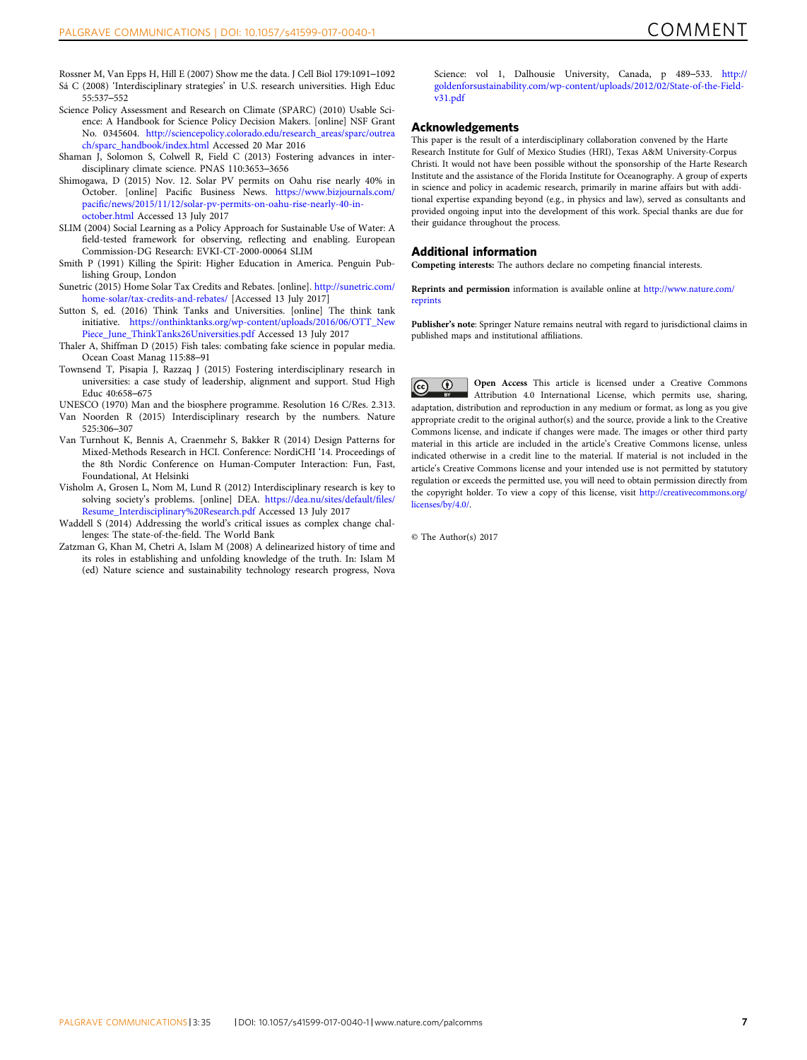Rossner M, Van Epps H, Hill E (2007) Show me the data. J Cell Biol 179:1091–1092

Sá C (2008) 'Interdisciplinary strategies' in U.S. research universities. High Educ 55:537–552

Science Policy Assessment and Research on Climate (SPARC) (2010) Usable Science: A Handbook for Science Policy Decision Makers. [online] NSF Grant No. 0345604. http://sciencepolicy.colorado.edu/research_areas/sparc/outreach/sparc_handbook/index.html Accessed 20 Mar 2016

Shaman J, Solomon S, Colwell R, Field C (2013) Fostering advances in interdisciplinary climate science. PNAS 110:3653–3656

Shimogawa, D (2015) Nov. 12. Solar PV permits on Oahu rise nearly 40% in October. [online] Pacific Business News. https://www.bizjournals.com/pacific/news/2015/11/12/solar-pv-permits-on-oahu-rise-nearly-40-in-october.html Accessed 13 July 2017

SLIM (2004) Social Learning as a Policy Approach for Sustainable Use of Water: A field-tested framework for observing, reflecting and enabling. European Commission-DG Research: EVKI-CT-2000-00064 SLIM

Smith P (1991) Killing the Spirit: Higher Education in America. Penguin Publishing Group, London

Sunetric (2015) Home Solar Tax Credits and Rebates. [online]. http://sunetric.com/home-solar/tax-credits-and-rebates/ [Accessed 13 July 2017]

Sutton S, ed. (2016) Think Tanks and Universities. [online] The think tank initiative. https://onthinktanks.org/wp-content/uploads/2016/06/OTT_NewPiece_June_ThinkTanks26Universities.pdf Accessed 13 July 2017

Thaler A, Shiffman D (2015) Fish tales: combating fake science in popular media. Ocean Coast Manag 115:88–91

Townsend T, Pisapia J, Razzaq J (2015) Fostering interdisciplinary research in universities: a case study of leadership, alignment and support. Stud High Educ 40:658–675

UNESCO (1970) Man and the biosphere programme. Resolution 16 C/Res. 2.313.

Van Noorden R (2015) Interdisciplinary research by the numbers. Nature 525:306–307

Van Turnhout K, Bennis A, Craenmehr S, Bakker R (2014) Design Patterns for Mixed-Methods Research in HCI. Conference: NordiCHI '14. Proceedings of the 8th Nordic Conference on Human-Computer Interaction: Fun, Fast, Foundational, At Helsinki

Visholm A, Grosen L, Nom M, Lund R (2012) Interdisciplinary research is key to solving society's problems. [online] DEA. https://dea.nu/sites/default/files/Resume_Interdisciplinary%20Research.pdf Accessed 13 July 2017

Waddell S (2014) Addressing the world's critical issues as complex change challenges: The state-of-the-field. The World Bank

Zatzman G, Khan M, Chetri A, Islam M (2008) A delinearized history of time and its roles in establishing and unfolding knowledge of the truth. In: Islam M (ed) Nature science and sustainability technology research progress, Nova Science: vol 1, Dalhousie University, Canada, p 489–533. http://goldenforsustainability.com/wp-content/uploads/2012/02/State-of-the-Field-v31.pdf

## Acknowledgements

This paper is the result of a interdisciplinary collaboration convened by the Harte Research Institute for Gulf of Mexico Studies (HRI), Texas A&M University-Corpus Christi. It would not have been possible without the sponsorship of the Harte Research Institute and the assistance of the Florida Institute for Oceanography. A group of experts in science and policy in academic research, primarily in marine affairs but with additional expertise expanding beyond (e.g., in physics and law), served as consultants and provided ongoing input into the development of this work. Special thanks are due for their guidance throughout the process.

## Additional information

**Competing interests:** The authors declare no competing financial interests.

**Reprints and permission** information is available online at http://www.nature.com/reprints

**Publisher's note**: Springer Nature remains neutral with regard to jurisdictional claims in published maps and institutional affiliations.

**Open Access** This article is licensed under a Creative Commons Attribution 4.0 International License, which permits use, sharing, adaptation, distribution and reproduction in any medium or format, as long as you give appropriate credit to the original author(s) and the source, provide a link to the Creative Commons license, and indicate if changes were made. The images or other third party material in this article are included in the article's Creative Commons license, unless indicated otherwise in a credit line to the material. If material is not included in the article's Creative Commons license and your intended use is not permitted by statutory regulation or exceeds the permitted use, you will need to obtain permission directly from the copyright holder. To view a copy of this license, visit http://creativecommons.org/licenses/by/4.0/.

© The Author(s) 2017